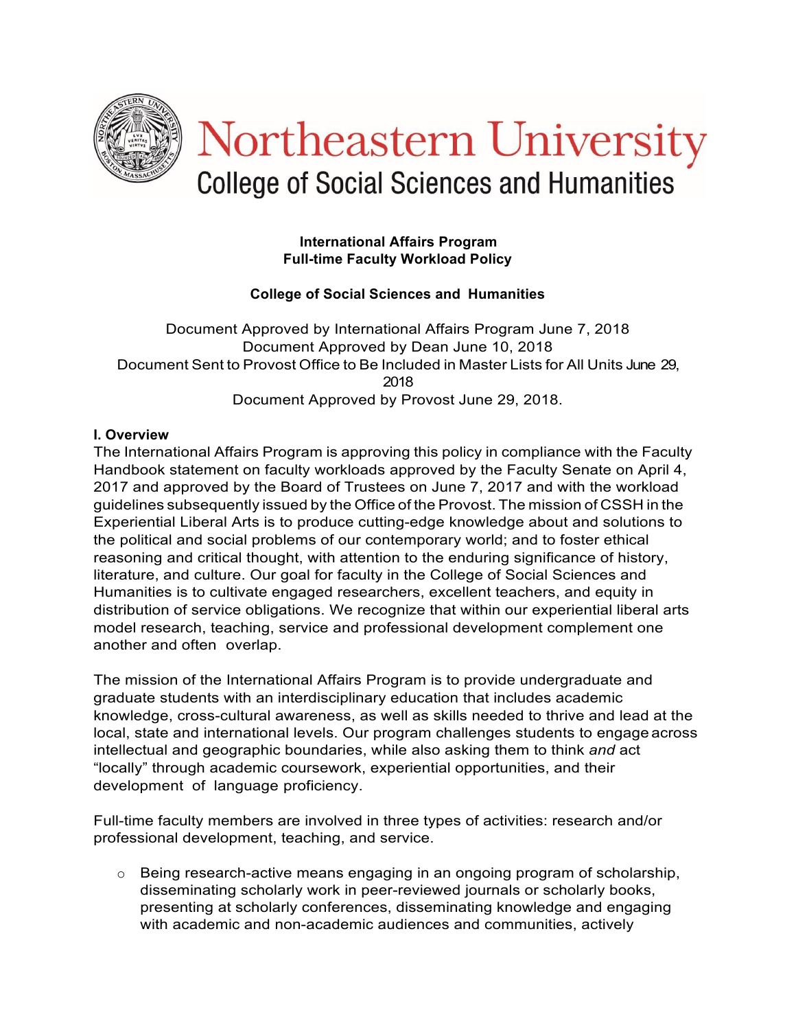Northeastern University
College of Social Sciences and Humanities

**International Affairs Program**
**Full-time Faculty Workload Policy**

**College of Social Sciences and Humanities**

Document Approved by International Affairs Program June 7, 2018
Document Approved by Dean June 10, 2018
Document Sent to Provost Office to Be Included in Master Lists for All Units June 29, 2018
Document Approved by Provost June 29, 2018.

## I. Overview

The International Affairs Program is approving this policy in compliance with the Faculty Handbook statement on faculty workloads approved by the Faculty Senate on April 4, 2017 and approved by the Board of Trustees on June 7, 2017 and with the workload guidelines subsequently issued by the Office of the Provost. The mission of CSSH in the Experiential Liberal Arts is to produce cutting-edge knowledge about and solutions to the political and social problems of our contemporary world; and to foster ethical reasoning and critical thought, with attention to the enduring significance of history, literature, and culture. Our goal for faculty in the College of Social Sciences and Humanities is to cultivate engaged researchers, excellent teachers, and equity in distribution of service obligations. We recognize that within our experiential liberal arts model research, teaching, service and professional development complement one another and often overlap.

The mission of the International Affairs Program is to provide undergraduate and graduate students with an interdisciplinary education that includes academic knowledge, cross-cultural awareness, as well as skills needed to thrive and lead at the local, state and international levels. Our program challenges students to engage across intellectual and geographic boundaries, while also asking them to think *and* act "locally" through academic coursework, experiential opportunities, and their development of language proficiency.

Full-time faculty members are involved in three types of activities: research and/or professional development, teaching, and service.

- Being research-active means engaging in an ongoing program of scholarship, disseminating scholarly work in peer-reviewed journals or scholarly books, presenting at scholarly conferences, disseminating knowledge and engaging with academic and non-academic audiences and communities, actively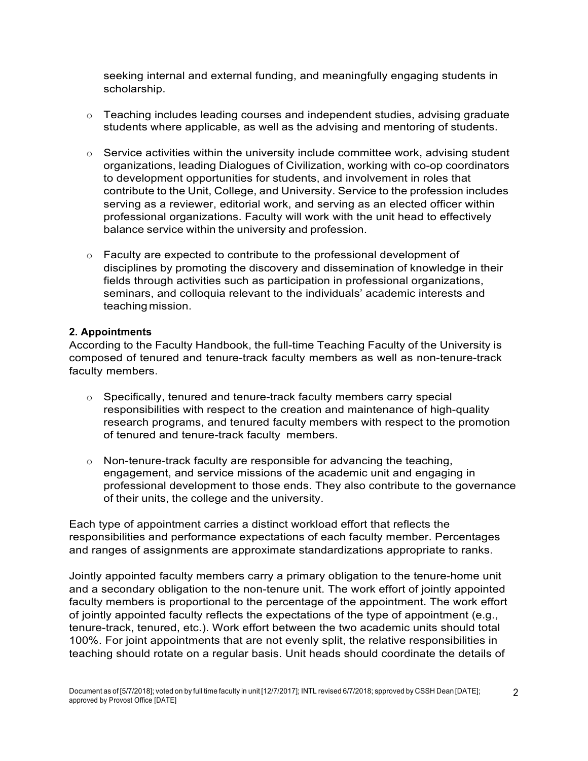seeking internal and external funding, and meaningfully engaging students in scholarship.

- Teaching includes leading courses and independent studies, advising graduate students where applicable, as well as the advising and mentoring of students.
- Service activities within the university include committee work, advising student organizations, leading Dialogues of Civilization, working with co-op coordinators to development opportunities for students, and involvement in roles that contribute to the Unit, College, and University. Service to the profession includes serving as a reviewer, editorial work, and serving as an elected officer within professional organizations. Faculty will work with the unit head to effectively balance service within the university and profession.
- Faculty are expected to contribute to the professional development of disciplines by promoting the discovery and dissemination of knowledge in their fields through activities such as participation in professional organizations, seminars, and colloquia relevant to the individuals' academic interests and teaching mission.

**2. Appointments**

According to the Faculty Handbook, the full-time Teaching Faculty of the University is composed of tenured and tenure-track faculty members as well as non-tenure-track faculty members.

- Specifically, tenured and tenure-track faculty members carry special responsibilities with respect to the creation and maintenance of high-quality research programs, and tenured faculty members with respect to the promotion of tenured and tenure-track faculty members.
- Non-tenure-track faculty are responsible for advancing the teaching, engagement, and service missions of the academic unit and engaging in professional development to those ends. They also contribute to the governance of their units, the college and the university.

Each type of appointment carries a distinct workload effort that reflects the responsibilities and performance expectations of each faculty member. Percentages and ranges of assignments are approximate standardizations appropriate to ranks.

Jointly appointed faculty members carry a primary obligation to the tenure-home unit and a secondary obligation to the non-tenure unit. The work effort of jointly appointed faculty members is proportional to the percentage of the appointment. The work effort of jointly appointed faculty reflects the expectations of the type of appointment (e.g., tenure-track, tenured, etc.). Work effort between the two academic units should total 100%. For joint appointments that are not evenly split, the relative responsibilities in teaching should rotate on a regular basis. Unit heads should coordinate the details of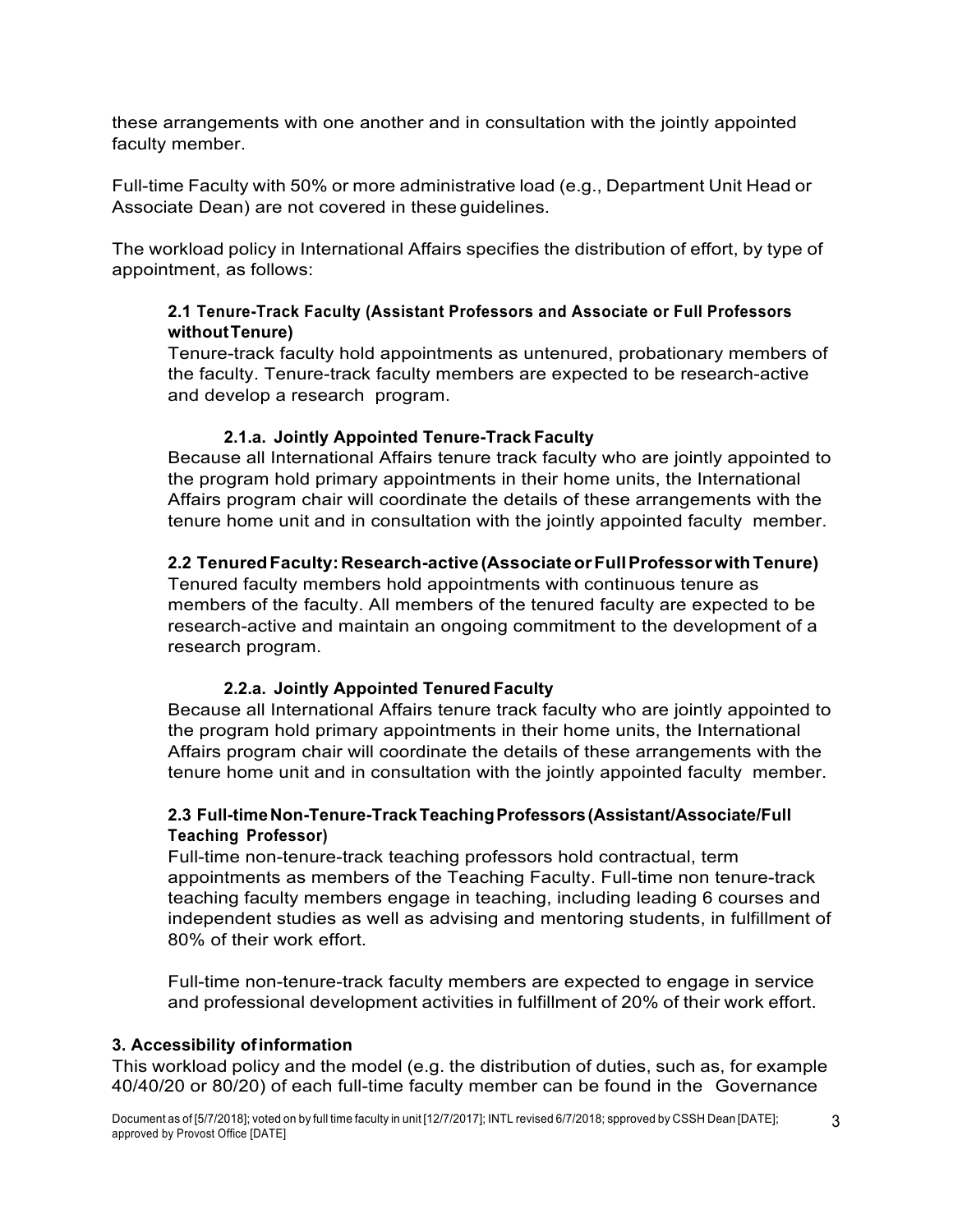these arrangements with one another and in consultation with the jointly appointed faculty member.

Full-time Faculty with 50% or more administrative load (e.g., Department Unit Head or Associate Dean) are not covered in these guidelines.

The workload policy in International Affairs specifies the distribution of effort, by type of appointment, as follows:

### 2.1 Tenure-Track Faculty (Assistant Professors and Associate or Full Professors without Tenure)

Tenure-track faculty hold appointments as untenured, probationary members of the faculty. Tenure-track faculty members are expected to be research-active and develop a research program.

#### 2.1.a. Jointly Appointed Tenure-Track Faculty

Because all International Affairs tenure track faculty who are jointly appointed to the program hold primary appointments in their home units, the International Affairs program chair will coordinate the details of these arrangements with the tenure home unit and in consultation with the jointly appointed faculty member.

### 2.2 Tenured Faculty: Research-active (Associate or Full Professor with Tenure)

Tenured faculty members hold appointments with continuous tenure as members of the faculty. All members of the tenured faculty are expected to be research-active and maintain an ongoing commitment to the development of a research program.

#### 2.2.a. Jointly Appointed Tenured Faculty

Because all International Affairs tenure track faculty who are jointly appointed to the program hold primary appointments in their home units, the International Affairs program chair will coordinate the details of these arrangements with the tenure home unit and in consultation with the jointly appointed faculty member.

### 2.3 Full-time Non-Tenure-Track Teaching Professors (Assistant/Associate/Full Teaching Professor)

Full-time non-tenure-track teaching professors hold contractual, term appointments as members of the Teaching Faculty. Full-time non tenure-track teaching faculty members engage in teaching, including leading 6 courses and independent studies as well as advising and mentoring students, in fulfillment of 80% of their work effort.

Full-time non-tenure-track faculty members are expected to engage in service and professional development activities in fulfillment of 20% of their work effort.

## 3. Accessibility of information

This workload policy and the model (e.g. the distribution of duties, such as, for example 40/40/20 or 80/20) of each full-time faculty member can be found in the Governance

Document as of [5/7/2018]; voted on by full time faculty in unit [12/7/2017]; INTL revised 6/7/2018; spproved by CSSH Dean [DATE]; approved by Provost Office [DATE]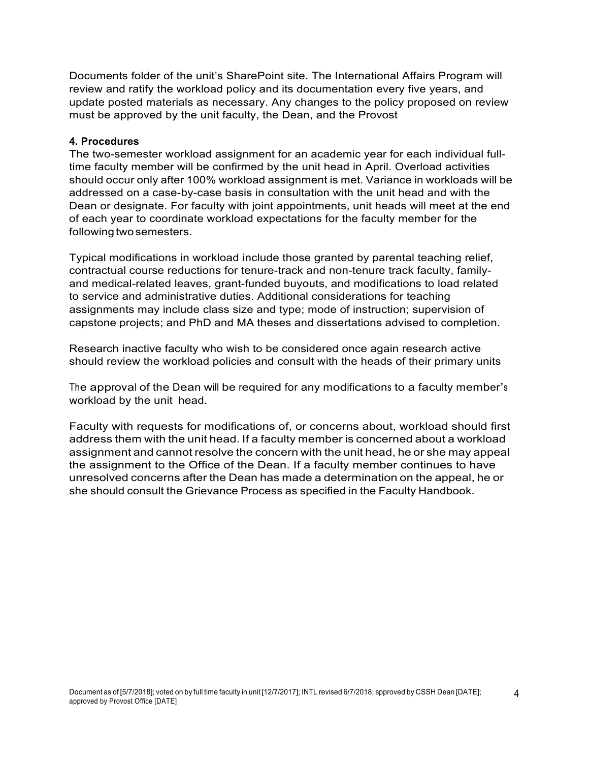Documents folder of the unit's SharePoint site. The International Affairs Program will review and ratify the workload policy and its documentation every five years, and update posted materials as necessary. Any changes to the policy proposed on review must be approved by the unit faculty, the Dean, and the Provost

**4. Procedures**

The two-semester workload assignment for an academic year for each individual full-time faculty member will be confirmed by the unit head in April. Overload activities should occur only after 100% workload assignment is met. Variance in workloads will be addressed on a case-by-case basis in consultation with the unit head and with the Dean or designate. For faculty with joint appointments, unit heads will meet at the end of each year to coordinate workload expectations for the faculty member for the following two semesters.

Typical modifications in workload include those granted by parental teaching relief, contractual course reductions for tenure-track and non-tenure track faculty, family- and medical-related leaves, grant-funded buyouts, and modifications to load related to service and administrative duties. Additional considerations for teaching assignments may include class size and type; mode of instruction; supervision of capstone projects; and PhD and MA theses and dissertations advised to completion.

Research inactive faculty who wish to be considered once again research active should review the workload policies and consult with the heads of their primary units

The approval of the Dean will be required for any modifications to a faculty member's workload by the unit head.

Faculty with requests for modifications of, or concerns about, workload should first address them with the unit head. If a faculty member is concerned about a workload assignment and cannot resolve the concern with the unit head, he or she may appeal the assignment to the Office of the Dean. If a faculty member continues to have unresolved concerns after the Dean has made a determination on the appeal, he or she should consult the Grievance Process as specified in the Faculty Handbook.

Document as of [5/7/2018]; voted on by full time faculty in unit [12/7/2017]; INTL revised 6/7/2018; spproved by CSSH Dean [DATE]; approved by Provost Office [DATE]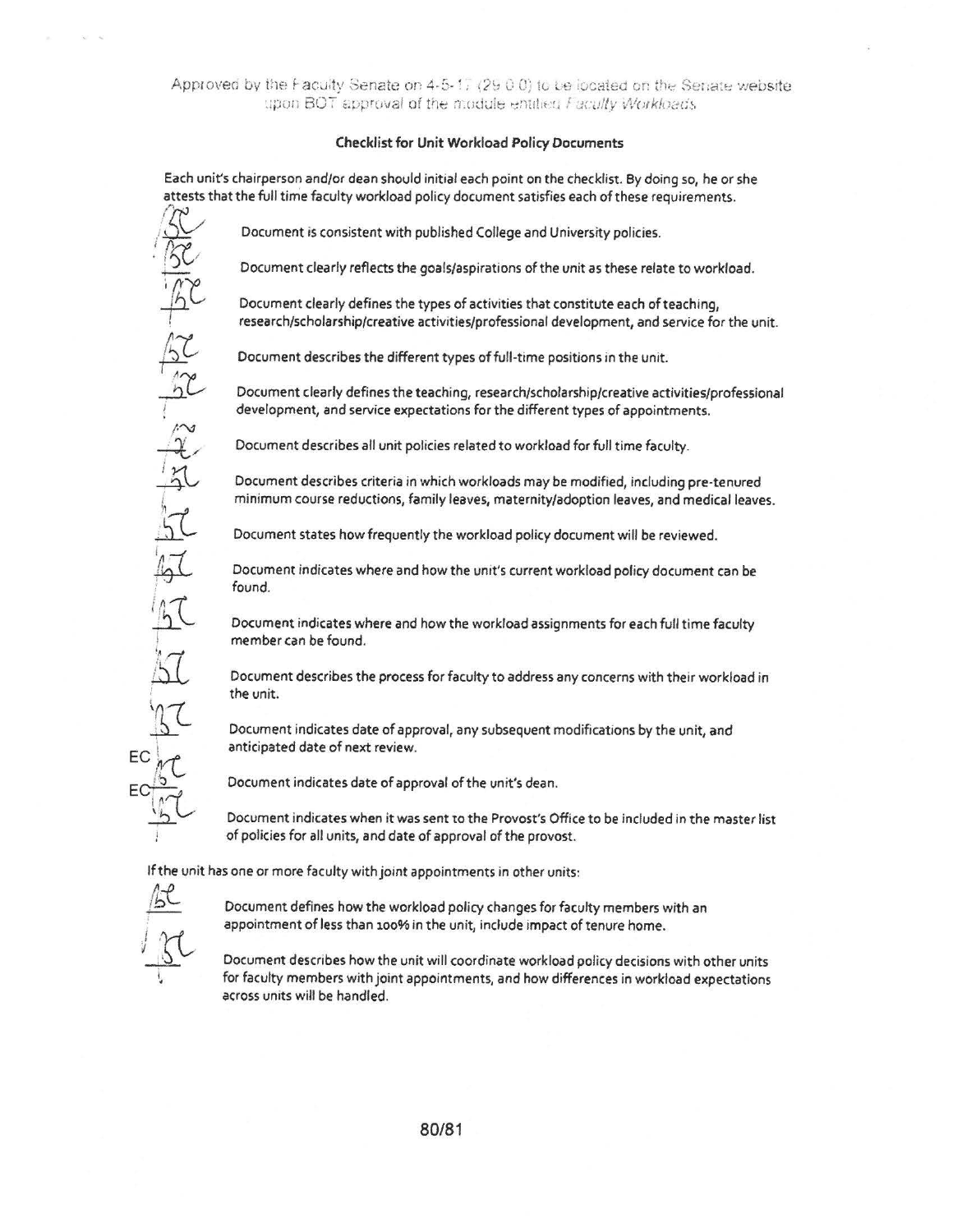Approved by the Faculty Senate on 4-5-17 (29 0 0) to be located on the Senate website upon BOT approval of the module entitled *Faculty Workloads*

**Checklist for Unit Workload Policy Documents**

Each unit's chairperson and/or dean should initial each point on the checklist. By doing so, he or she attests that the full time faculty workload policy document satisfies each of these requirements.

- Document is consistent with published College and University policies.
- Document clearly reflects the goals/aspirations of the unit as these relate to workload.
- Document clearly defines the types of activities that constitute each of teaching, research/scholarship/creative activities/professional development, and service for the unit.
- Document describes the different types of full-time positions in the unit.
- Document clearly defines the teaching, research/scholarship/creative activities/professional development, and service expectations for the different types of appointments.
- Document describes all unit policies related to workload for full time faculty.
- Document describes criteria in which workloads may be modified, including pre-tenured minimum course reductions, family leaves, maternity/adoption leaves, and medical leaves.
- Document states how frequently the workload policy document will be reviewed.
- Document indicates where and how the unit's current workload policy document can be found.
- Document indicates where and how the workload assignments for each full time faculty member can be found.
- Document describes the process for faculty to address any concerns with their workload in the unit.
- Document indicates date of approval, any subsequent modifications by the unit, and anticipated date of next review.
- EC Document indicates date of approval of the unit's dean.
- EC Document indicates when it was sent to the Provost's Office to be included in the master list of policies for all units, and date of approval of the provost.

If the unit has one or more faculty with joint appointments in other units:

- Document defines how the workload policy changes for faculty members with an appointment of less than 100% in the unit, include impact of tenure home.
- Document describes how the unit will coordinate workload policy decisions with other units for faculty members with joint appointments, and how differences in workload expectations across units will be handled.